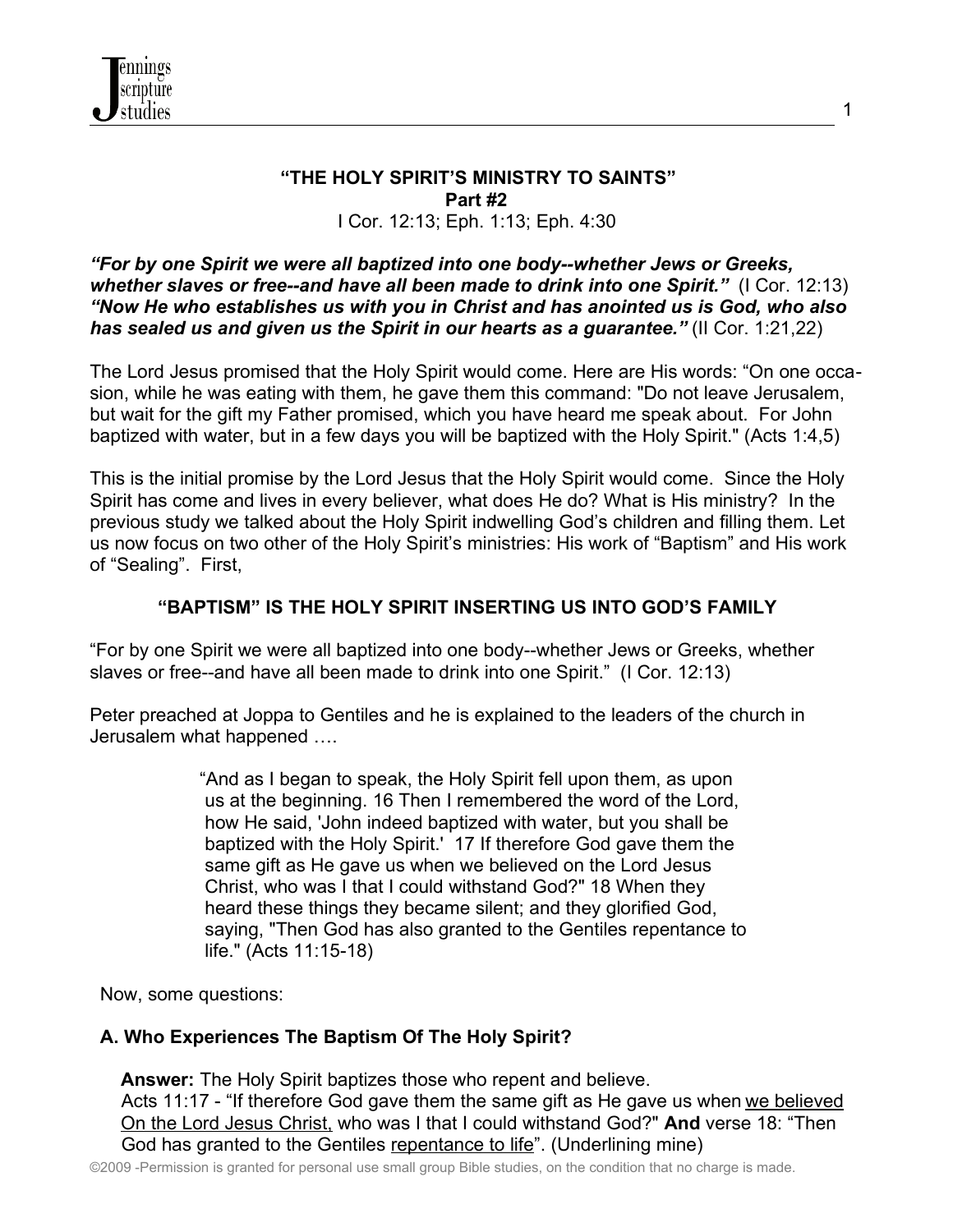# "THE HOLY SPIRIT'S MINISTRY TO SAINTS"

**Part #2**

I Cor. 12:13; Eph. 1:13; Eph. 4:30

***"For by one Spirit we were all baptized into one body--whether Jews or Greeks, whether slaves or free--and have all been made to drink into one Spirit."*** (I Cor. 12:13)
***"Now He who establishes us with you in Christ and has anointed us is God, who also has sealed us and given us the Spirit in our hearts as a guarantee."*** (II Cor. 1:21,22)

The Lord Jesus promised that the Holy Spirit would come. Here are His words: "On one occasion, while he was eating with them, he gave them this command: "Do not leave Jerusalem, but wait for the gift my Father promised, which you have heard me speak about. For John baptized with water, but in a few days you will be baptized with the Holy Spirit." (Acts 1:4,5)

This is the initial promise by the Lord Jesus that the Holy Spirit would come. Since the Holy Spirit has come and lives in every believer, what does He do? What is His ministry? In the previous study we talked about the Holy Spirit indwelling God's children and filling them. Let us now focus on two other of the Holy Spirit's ministries: His work of "Baptism" and His work of "Sealing". First,

## "BAPTISM" IS THE HOLY SPIRIT INSERTING US INTO GOD'S FAMILY

"For by one Spirit we were all baptized into one body--whether Jews or Greeks, whether slaves or free--and have all been made to drink into one Spirit." (I Cor. 12:13)

Peter preached at Joppa to Gentiles and he is explained to the leaders of the church in Jerusalem what happened ….

> "And as I began to speak, the Holy Spirit fell upon them, as upon us at the beginning. 16 Then I remembered the word of the Lord, how He said, 'John indeed baptized with water, but you shall be baptized with the Holy Spirit.' 17 If therefore God gave them the same gift as He gave us when we believed on the Lord Jesus Christ, who was I that I could withstand God?" 18 When they heard these things they became silent; and they glorified God, saying, "Then God has also granted to the Gentiles repentance to life." (Acts 11:15-18)

Now, some questions:

### A. Who Experiences The Baptism Of The Holy Spirit?

**Answer:** The Holy Spirit baptizes those who repent and believe.
Acts 11:17 - "If therefore God gave them the same gift as He gave us when <u>we believed On the Lord Jesus Christ,</u> who was I that I could withstand God?" **And** verse 18: "Then God has granted to the Gentiles <u>repentance to life</u>". (Underlining mine)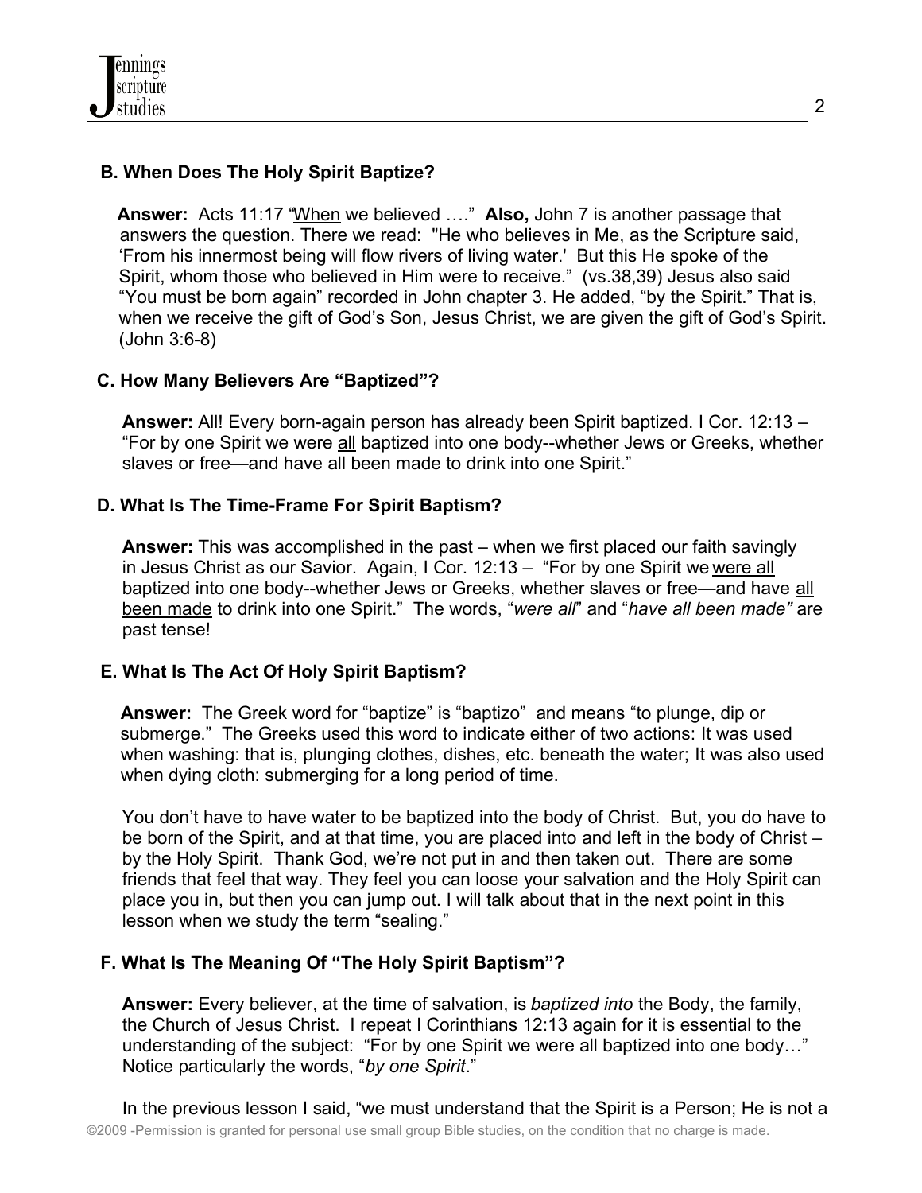### B. When Does The Holy Spirit Baptize?

**Answer:** Acts 11:17 "When we believed …." **Also,** John 7 is another passage that answers the question. There we read: "He who believes in Me, as the Scripture said, 'From his innermost being will flow rivers of living water.' But this He spoke of the Spirit, whom those who believed in Him were to receive." (vs.38,39) Jesus also said "You must be born again" recorded in John chapter 3. He added, "by the Spirit." That is, when we receive the gift of God's Son, Jesus Christ, we are given the gift of God's Spirit. (John 3:6-8)

### C. How Many Believers Are "Baptized"?

**Answer:** All! Every born-again person has already been Spirit baptized. I Cor. 12:13 – "For by one Spirit we were all baptized into one body--whether Jews or Greeks, whether slaves or free—and have all been made to drink into one Spirit."

### D. What Is The Time-Frame For Spirit Baptism?

**Answer:** This was accomplished in the past – when we first placed our faith savingly in Jesus Christ as our Savior. Again, I Cor. 12:13 – "For by one Spirit we were all baptized into one body--whether Jews or Greeks, whether slaves or free—and have all been made to drink into one Spirit." The words, "*were all*" and "*have all been made"* are past tense!

### E. What Is The Act Of Holy Spirit Baptism?

**Answer:** The Greek word for "baptize" is "baptizo" and means "to plunge, dip or submerge." The Greeks used this word to indicate either of two actions: It was used when washing: that is, plunging clothes, dishes, etc. beneath the water; It was also used when dying cloth: submerging for a long period of time.

You don't have to have water to be baptized into the body of Christ. But, you do have to be born of the Spirit, and at that time, you are placed into and left in the body of Christ – by the Holy Spirit. Thank God, we're not put in and then taken out. There are some friends that feel that way. They feel you can loose your salvation and the Holy Spirit can place you in, but then you can jump out. I will talk about that in the next point in this lesson when we study the term "sealing."

### F. What Is The Meaning Of "The Holy Spirit Baptism"?

**Answer:** Every believer, at the time of salvation, is *baptized into* the Body, the family, the Church of Jesus Christ. I repeat I Corinthians 12:13 again for it is essential to the understanding of the subject: "For by one Spirit we were all baptized into one body…" Notice particularly the words, "*by one Spirit*."

In the previous lesson I said, "we must understand that the Spirit is a Person; He is not a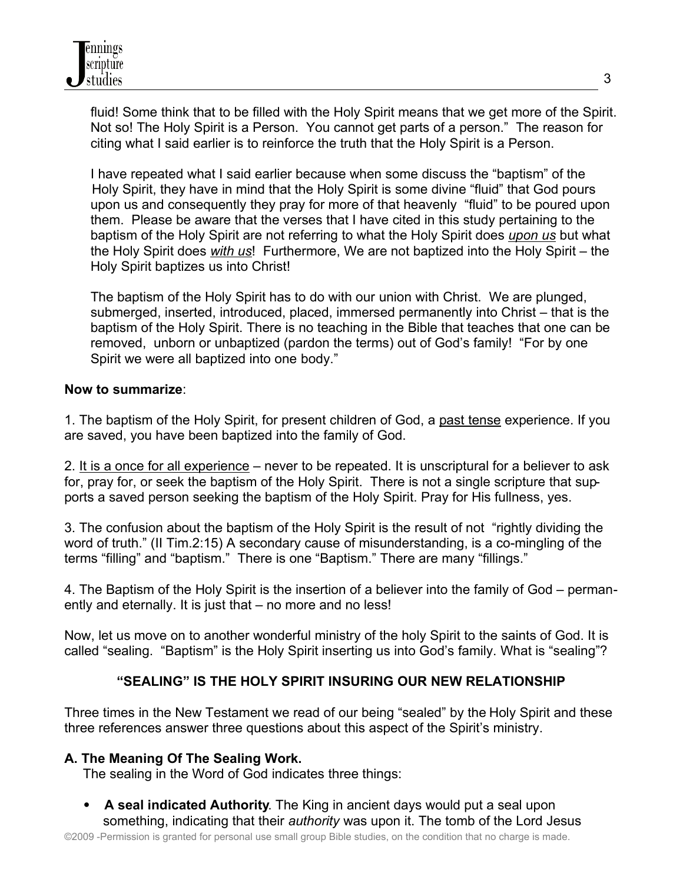fluid! Some think that to be filled with the Holy Spirit means that we get more of the Spirit. Not so! The Holy Spirit is a Person. You cannot get parts of a person." The reason for citing what I said earlier is to reinforce the truth that the Holy Spirit is a Person.

I have repeated what I said earlier because when some discuss the "baptism" of the Holy Spirit, they have in mind that the Holy Spirit is some divine "fluid" that God pours upon us and consequently they pray for more of that heavenly "fluid" to be poured upon them. Please be aware that the verses that I have cited in this study pertaining to the baptism of the Holy Spirit are not referring to what the Holy Spirit does *upon us* but what the Holy Spirit does *with us*! Furthermore, We are not baptized into the Holy Spirit – the Holy Spirit baptizes us into Christ!

The baptism of the Holy Spirit has to do with our union with Christ. We are plunged, submerged, inserted, introduced, placed, immersed permanently into Christ – that is the baptism of the Holy Spirit. There is no teaching in the Bible that teaches that one can be removed, unborn or unbaptized (pardon the terms) out of God's family! "For by one Spirit we were all baptized into one body."

**Now to summarize**:

1. The baptism of the Holy Spirit, for present children of God, a past tense experience. If you are saved, you have been baptized into the family of God.

2. It is a once for all experience – never to be repeated. It is unscriptural for a believer to ask for, pray for, or seek the baptism of the Holy Spirit. There is not a single scripture that supports a saved person seeking the baptism of the Holy Spirit. Pray for His fullness, yes.

3. The confusion about the baptism of the Holy Spirit is the result of not "rightly dividing the word of truth." (II Tim.2:15) A secondary cause of misunderstanding, is a co-mingling of the terms "filling" and "baptism." There is one "Baptism." There are many "fillings."

4. The Baptism of the Holy Spirit is the insertion of a believer into the family of God – permanently and eternally. It is just that – no more and no less!

Now, let us move on to another wonderful ministry of the holy Spirit to the saints of God. It is called "sealing. "Baptism" is the Holy Spirit inserting us into God's family. What is "sealing"?

## "SEALING" IS THE HOLY SPIRIT INSURING OUR NEW RELATIONSHIP

Three times in the New Testament we read of our being "sealed" by the Holy Spirit and these three references answer three questions about this aspect of the Spirit's ministry.

### A. The Meaning Of The Sealing Work.

The sealing in the Word of God indicates three things:

- **A seal indicated Authority**. The King in ancient days would put a seal upon something, indicating that their *authority* was upon it. The tomb of the Lord Jesus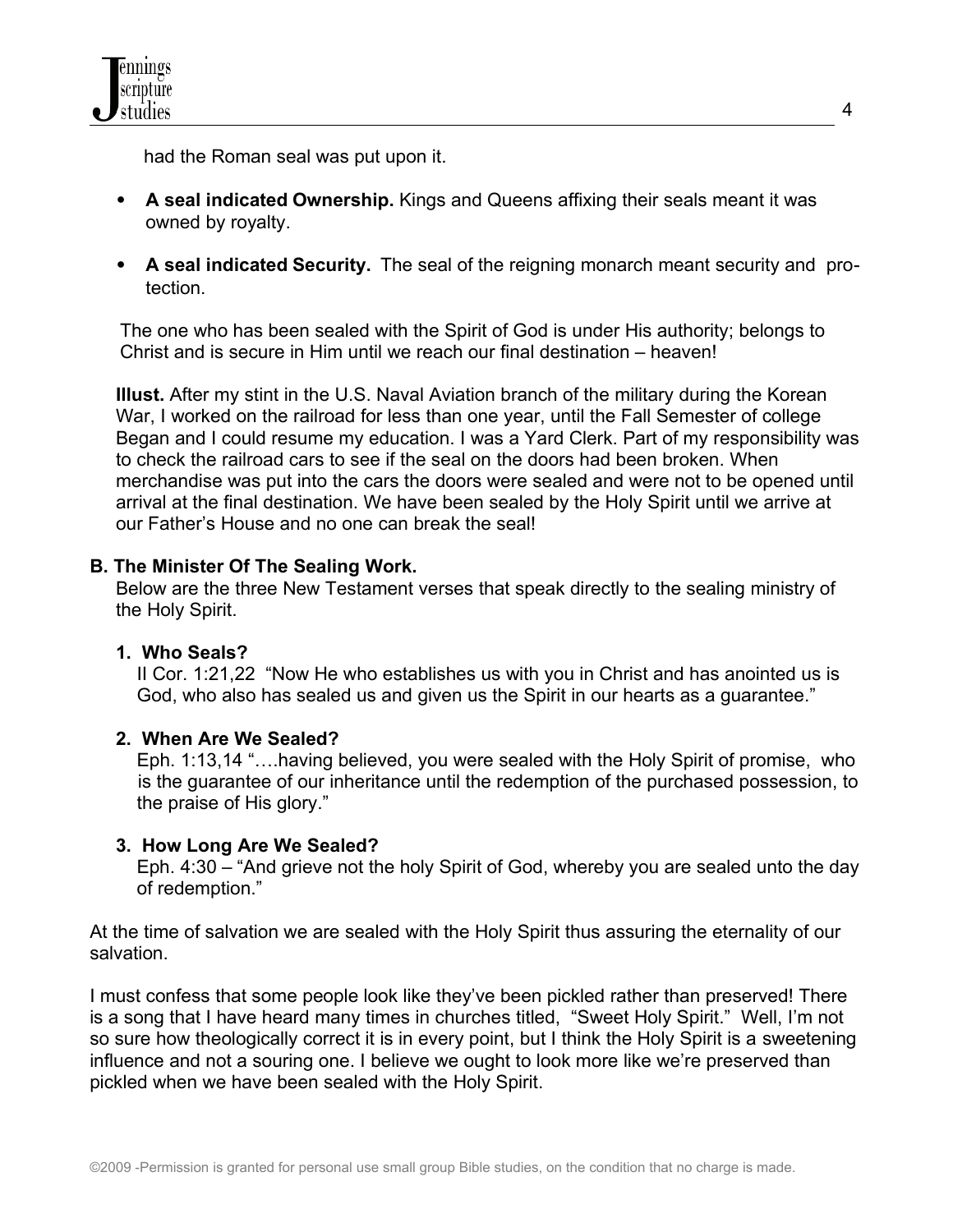had the Roman seal was put upon it.

- **A seal indicated Ownership.** Kings and Queens affixing their seals meant it was owned by royalty.
- **A seal indicated Security.** The seal of the reigning monarch meant security and protection.

The one who has been sealed with the Spirit of God is under His authority; belongs to Christ and is secure in Him until we reach our final destination – heaven!

**Illust.** After my stint in the U.S. Naval Aviation branch of the military during the Korean War, I worked on the railroad for less than one year, until the Fall Semester of college Began and I could resume my education. I was a Yard Clerk. Part of my responsibility was to check the railroad cars to see if the seal on the doors had been broken. When merchandise was put into the cars the doors were sealed and were not to be opened until arrival at the final destination. We have been sealed by the Holy Spirit until we arrive at our Father's House and no one can break the seal!

**B. The Minister Of The Sealing Work.**

Below are the three New Testament verses that speak directly to the sealing ministry of the Holy Spirit.

**1. Who Seals?**

II Cor. 1:21,22 "Now He who establishes us with you in Christ and has anointed us is God, who also has sealed us and given us the Spirit in our hearts as a guarantee."

**2. When Are We Sealed?**

Eph. 1:13,14 "….having believed, you were sealed with the Holy Spirit of promise, who is the guarantee of our inheritance until the redemption of the purchased possession, to the praise of His glory."

**3. How Long Are We Sealed?**

Eph. 4:30 – "And grieve not the holy Spirit of God, whereby you are sealed unto the day of redemption."

At the time of salvation we are sealed with the Holy Spirit thus assuring the eternality of our salvation.

I must confess that some people look like they've been pickled rather than preserved! There is a song that I have heard many times in churches titled, "Sweet Holy Spirit." Well, I'm not so sure how theologically correct it is in every point, but I think the Holy Spirit is a sweetening influence and not a souring one. I believe we ought to look more like we're preserved than pickled when we have been sealed with the Holy Spirit.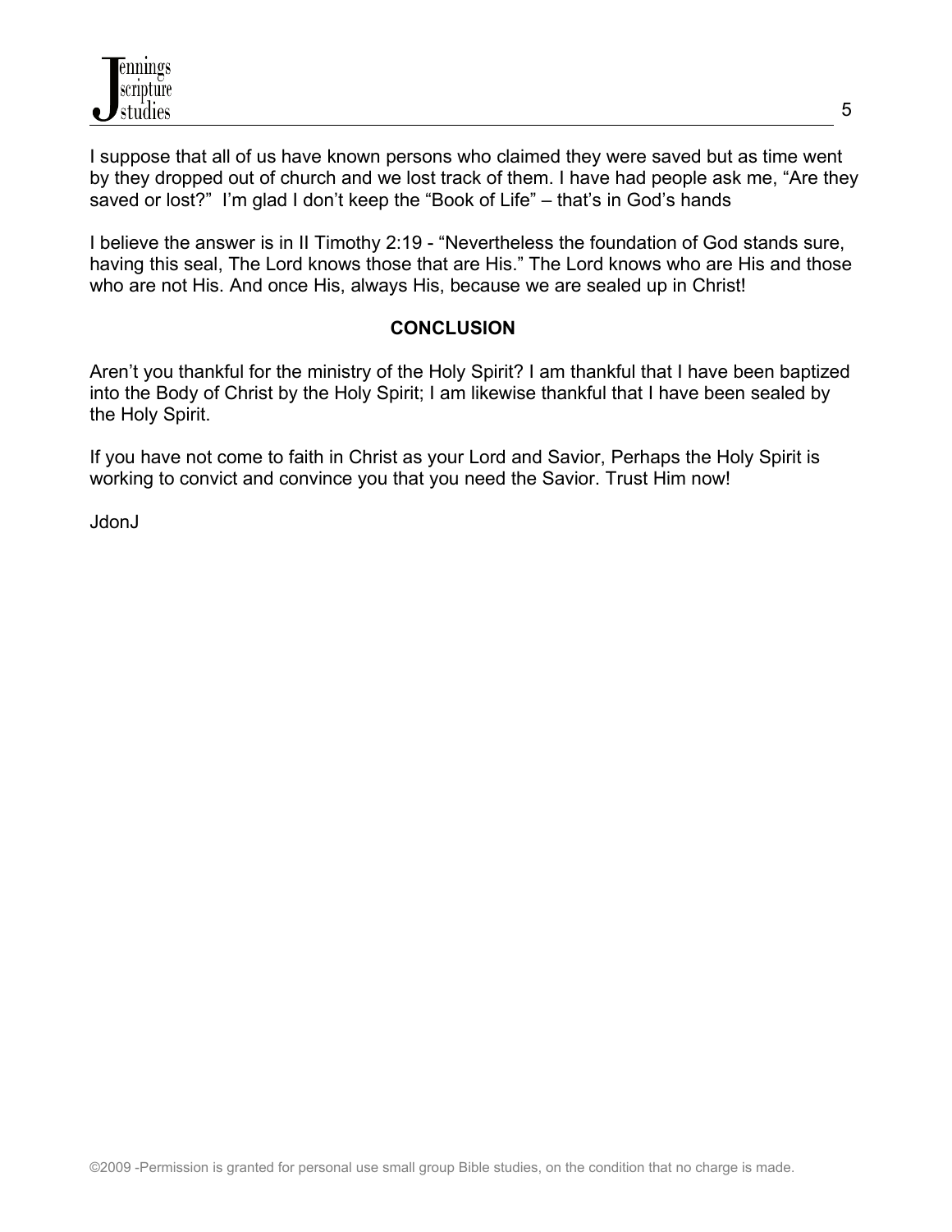I suppose that all of us have known persons who claimed they were saved but as time went by they dropped out of church and we lost track of them. I have had people ask me, "Are they saved or lost?"  I'm glad I don't keep the "Book of Life" – that's in God's hands

I believe the answer is in II Timothy 2:19 - "Nevertheless the foundation of God stands sure, having this seal, The Lord knows those that are His." The Lord knows who are His and those who are not His. And once His, always His, because we are sealed up in Christ!

**CONCLUSION**

Aren't you thankful for the ministry of the Holy Spirit? I am thankful that I have been baptized into the Body of Christ by the Holy Spirit; I am likewise thankful that I have been sealed by the Holy Spirit.

If you have not come to faith in Christ as your Lord and Savior, Perhaps the Holy Spirit is working to convict and convince you that you need the Savior. Trust Him now!

JdonJ

©2009 -Permission is granted for personal use small group Bible studies, on the condition that no charge is made.